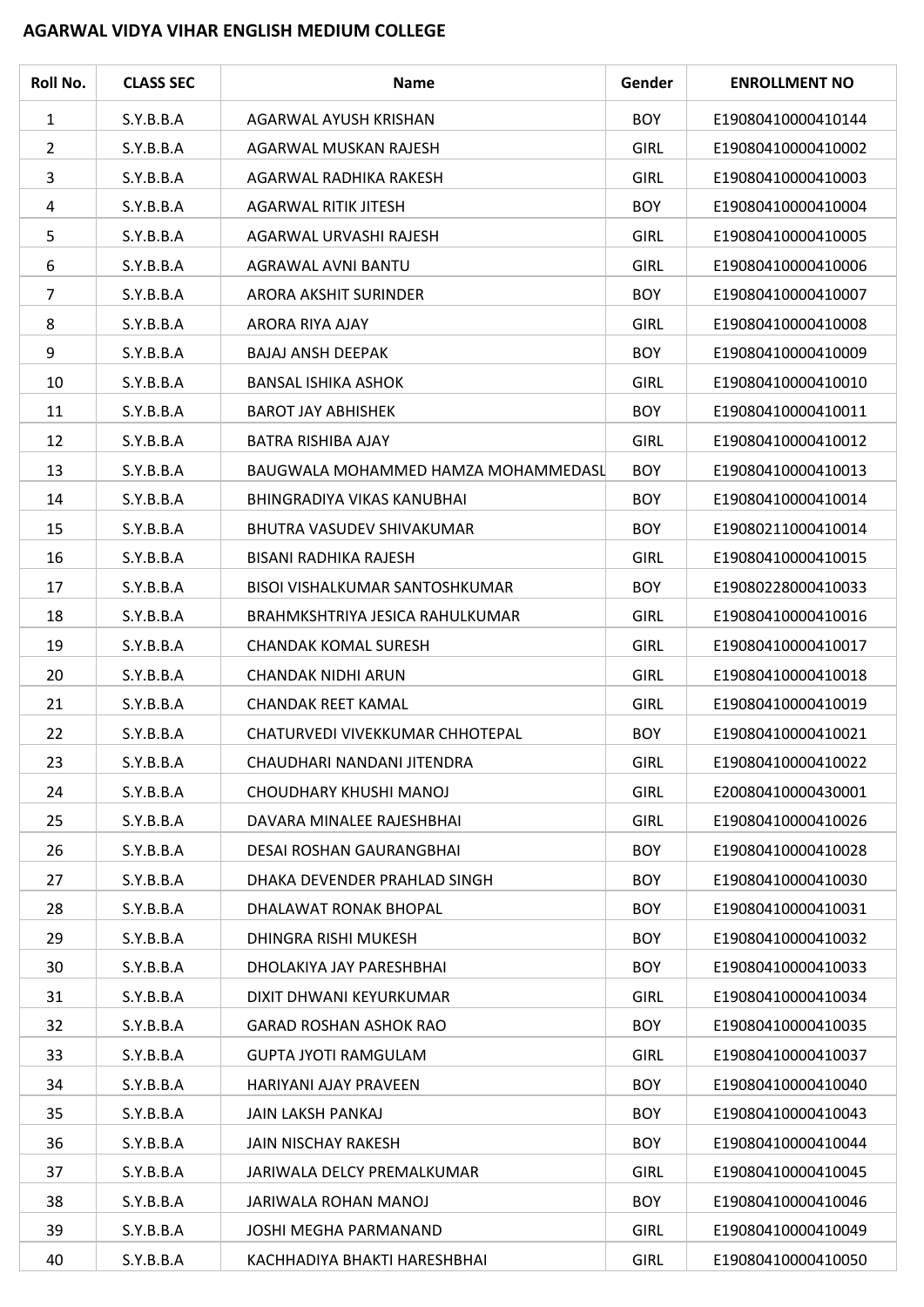**AGARWAL VIDYA VIHAR ENGLISH MEDIUM COLLEGE**

| Roll No. | CLASS SEC | Name | Gender | ENROLLMENT NO |
|---|---|---|---|---|
| 1 | S.Y.B.B.A | AGARWAL AYUSH KRISHAN | BOY | E19080410000410144 |
| 2 | S.Y.B.B.A | AGARWAL MUSKAN RAJESH | GIRL | E19080410000410002 |
| 3 | S.Y.B.B.A | AGARWAL RADHIKA RAKESH | GIRL | E19080410000410003 |
| 4 | S.Y.B.B.A | AGARWAL RITIK JITESH | BOY | E19080410000410004 |
| 5 | S.Y.B.B.A | AGARWAL URVASHI RAJESH | GIRL | E19080410000410005 |
| 6 | S.Y.B.B.A | AGRAWAL AVNI BANTU | GIRL | E19080410000410006 |
| 7 | S.Y.B.B.A | ARORA AKSHIT SURINDER | BOY | E19080410000410007 |
| 8 | S.Y.B.B.A | ARORA RIYA AJAY | GIRL | E19080410000410008 |
| 9 | S.Y.B.B.A | BAJAJ ANSH DEEPAK | BOY | E19080410000410009 |
| 10 | S.Y.B.B.A | BANSAL ISHIKA ASHOK | GIRL | E19080410000410010 |
| 11 | S.Y.B.B.A | BAROT JAY ABHISHEK | BOY | E19080410000410011 |
| 12 | S.Y.B.B.A | BATRA RISHIBA AJAY | GIRL | E19080410000410012 |
| 13 | S.Y.B.B.A | BAUGWALA MOHAMMED HAMZA MOHAMMEDASL | BOY | E19080410000410013 |
| 14 | S.Y.B.B.A | BHINGRADIYA VIKAS KANUBHAI | BOY | E19080410000410014 |
| 15 | S.Y.B.B.A | BHUTRA VASUDEV SHIVAKUMAR | BOY | E19080211000410014 |
| 16 | S.Y.B.B.A | BISANI RADHIKA RAJESH | GIRL | E19080410000410015 |
| 17 | S.Y.B.B.A | BISOI VISHALKUMAR SANTOSHKUMAR | BOY | E19080228000410033 |
| 18 | S.Y.B.B.A | BRAHMKSHTRIYA JESICA RAHULKUMAR | GIRL | E19080410000410016 |
| 19 | S.Y.B.B.A | CHANDAK KOMAL SURESH | GIRL | E19080410000410017 |
| 20 | S.Y.B.B.A | CHANDAK NIDHI ARUN | GIRL | E19080410000410018 |
| 21 | S.Y.B.B.A | CHANDAK REET KAMAL | GIRL | E19080410000410019 |
| 22 | S.Y.B.B.A | CHATURVEDI VIVEKKUMAR CHHOTEPAL | BOY | E19080410000410021 |
| 23 | S.Y.B.B.A | CHAUDHARI NANDANI JITENDRA | GIRL | E19080410000410022 |
| 24 | S.Y.B.B.A | CHOUDHARY KHUSHI MANOJ | GIRL | E20080410000430001 |
| 25 | S.Y.B.B.A | DAVARA MINALEE RAJESHBHAI | GIRL | E19080410000410026 |
| 26 | S.Y.B.B.A | DESAI ROSHAN GAURANGBHAI | BOY | E19080410000410028 |
| 27 | S.Y.B.B.A | DHAKA DEVENDER PRAHLAD SINGH | BOY | E19080410000410030 |
| 28 | S.Y.B.B.A | DHALAWAT RONAK BHOPAL | BOY | E19080410000410031 |
| 29 | S.Y.B.B.A | DHINGRA RISHI MUKESH | BOY | E19080410000410032 |
| 30 | S.Y.B.B.A | DHOLAKIYA JAY PARESHBHAI | BOY | E19080410000410033 |
| 31 | S.Y.B.B.A | DIXIT DHWANI KEYURKUMAR | GIRL | E19080410000410034 |
| 32 | S.Y.B.B.A | GARAD ROSHAN ASHOK RAO | BOY | E19080410000410035 |
| 33 | S.Y.B.B.A | GUPTA JYOTI RAMGULAM | GIRL | E19080410000410037 |
| 34 | S.Y.B.B.A | HARIYANI AJAY PRAVEEN | BOY | E19080410000410040 |
| 35 | S.Y.B.B.A | JAIN LAKSH PANKAJ | BOY | E19080410000410043 |
| 36 | S.Y.B.B.A | JAIN NISCHAY RAKESH | BOY | E19080410000410044 |
| 37 | S.Y.B.B.A | JARIWALA DELCY PREMALKUMAR | GIRL | E19080410000410045 |
| 38 | S.Y.B.B.A | JARIWALA ROHAN MANOJ | BOY | E19080410000410046 |
| 39 | S.Y.B.B.A | JOSHI MEGHA PARMANAND | GIRL | E19080410000410049 |
| 40 | S.Y.B.B.A | KACHHADIYA BHAKTI HARESHBHAI | GIRL | E19080410000410050 |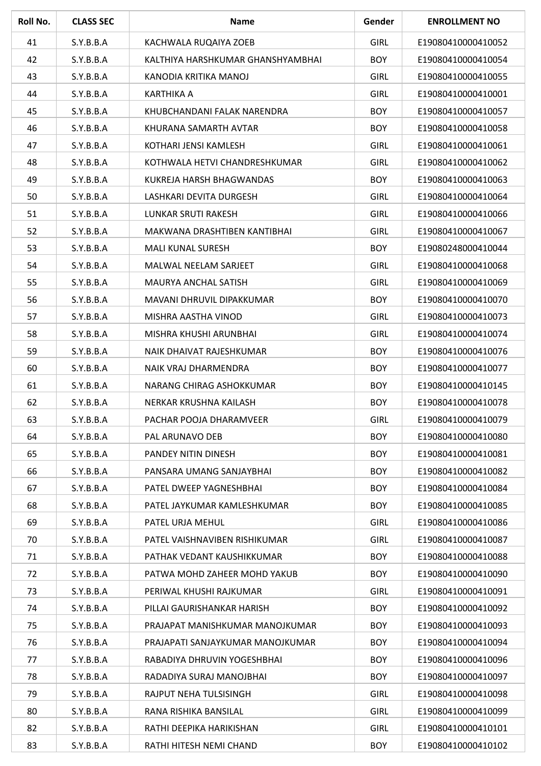| Roll No. | CLASS SEC | Name | Gender | ENROLLMENT NO |
|---|---|---|---|---|
| 41 | S.Y.B.B.A | KACHWALA RUQAIYA ZOEB | GIRL | E19080410000410052 |
| 42 | S.Y.B.B.A | KALTHIYA HARSHKUMAR GHANSHYAMBHAI | BOY | E19080410000410054 |
| 43 | S.Y.B.B.A | KANODIA KRITIKA MANOJ | GIRL | E19080410000410055 |
| 44 | S.Y.B.B.A | KARTHIKA A | GIRL | E19080410000410001 |
| 45 | S.Y.B.B.A | KHUBCHANDANI FALAK NARENDRA | BOY | E19080410000410057 |
| 46 | S.Y.B.B.A | KHURANA SAMARTH AVTAR | BOY | E19080410000410058 |
| 47 | S.Y.B.B.A | KOTHARI JENSI KAMLESH | GIRL | E19080410000410061 |
| 48 | S.Y.B.B.A | KOTHWALA HETVI CHANDRESHKUMAR | GIRL | E19080410000410062 |
| 49 | S.Y.B.B.A | KUKREJA HARSH BHAGWANDAS | BOY | E19080410000410063 |
| 50 | S.Y.B.B.A | LASHKARI DEVITA DURGESH | GIRL | E19080410000410064 |
| 51 | S.Y.B.B.A | LUNKAR SRUTI RAKESH | GIRL | E19080410000410066 |
| 52 | S.Y.B.B.A | MAKWANA DRASHTIBEN KANTIBHAI | GIRL | E19080410000410067 |
| 53 | S.Y.B.B.A | MALI KUNAL SURESH | BOY | E19080248000410044 |
| 54 | S.Y.B.B.A | MALWAL NEELAM SARJEET | GIRL | E19080410000410068 |
| 55 | S.Y.B.B.A | MAURYA ANCHAL SATISH | GIRL | E19080410000410069 |
| 56 | S.Y.B.B.A | MAVANI DHRUVIL DIPAKKUMAR | BOY | E19080410000410070 |
| 57 | S.Y.B.B.A | MISHRA AASTHA VINOD | GIRL | E19080410000410073 |
| 58 | S.Y.B.B.A | MISHRA KHUSHI ARUNBHAI | GIRL | E19080410000410074 |
| 59 | S.Y.B.B.A | NAIK DHAIVAT RAJESHKUMAR | BOY | E19080410000410076 |
| 60 | S.Y.B.B.A | NAIK VRAJ DHARMENDRA | BOY | E19080410000410077 |
| 61 | S.Y.B.B.A | NARANG CHIRAG ASHOKKUMAR | BOY | E19080410000410145 |
| 62 | S.Y.B.B.A | NERKAR KRUSHNA KAILASH | BOY | E19080410000410078 |
| 63 | S.Y.B.B.A | PACHAR POOJA DHARAMVEER | GIRL | E19080410000410079 |
| 64 | S.Y.B.B.A | PAL ARUNAVO DEB | BOY | E19080410000410080 |
| 65 | S.Y.B.B.A | PANDEY NITIN DINESH | BOY | E19080410000410081 |
| 66 | S.Y.B.B.A | PANSARA UMANG SANJAYBHAI | BOY | E19080410000410082 |
| 67 | S.Y.B.B.A | PATEL DWEEP YAGNESHBHAI | BOY | E19080410000410084 |
| 68 | S.Y.B.B.A | PATEL JAYKUMAR KAMLESHKUMAR | BOY | E19080410000410085 |
| 69 | S.Y.B.B.A | PATEL URJA MEHUL | GIRL | E19080410000410086 |
| 70 | S.Y.B.B.A | PATEL VAISHNAVIBEN RISHIKUMAR | GIRL | E19080410000410087 |
| 71 | S.Y.B.B.A | PATHAK VEDANT KAUSHIKKUMAR | BOY | E19080410000410088 |
| 72 | S.Y.B.B.A | PATWA MOHD ZAHEER MOHD YAKUB | BOY | E19080410000410090 |
| 73 | S.Y.B.B.A | PERIWAL KHUSHI RAJKUMAR | GIRL | E19080410000410091 |
| 74 | S.Y.B.B.A | PILLAI GAURISHANKAR HARISH | BOY | E19080410000410092 |
| 75 | S.Y.B.B.A | PRAJAPAT MANISHKUMAR MANOJKUMAR | BOY | E19080410000410093 |
| 76 | S.Y.B.B.A | PRAJAPATI SANJAYKUMAR MANOJKUMAR | BOY | E19080410000410094 |
| 77 | S.Y.B.B.A | RABADIYA DHRUVIN YOGESHBHAI | BOY | E19080410000410096 |
| 78 | S.Y.B.B.A | RADADIYA SURAJ MANOJBHAI | BOY | E19080410000410097 |
| 79 | S.Y.B.B.A | RAJPUT NEHA TULSISINGH | GIRL | E19080410000410098 |
| 80 | S.Y.B.B.A | RANA RISHIKA BANSILAL | GIRL | E19080410000410099 |
| 82 | S.Y.B.B.A | RATHI DEEPIKA HARIKISHAN | GIRL | E19080410000410101 |
| 83 | S.Y.B.B.A | RATHI HITESH NEMI CHAND | BOY | E19080410000410102 |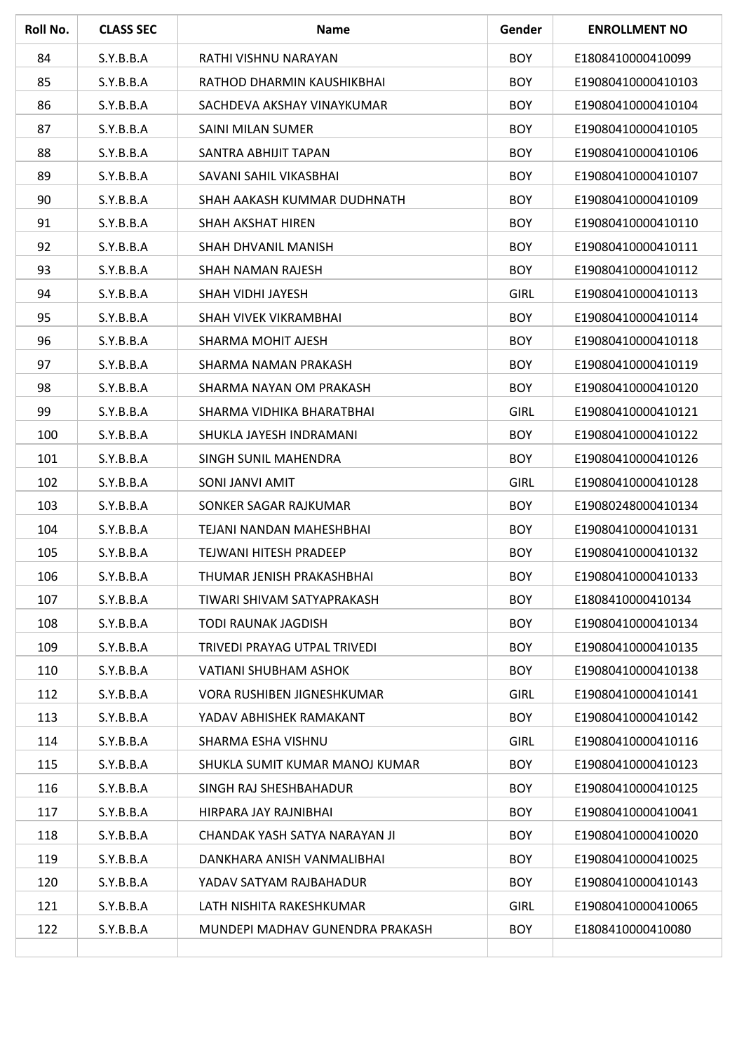| Roll No. | CLASS SEC | Name | Gender | ENROLLMENT NO |
|---|---|---|---|---|
| 84 | S.Y.B.B.A | RATHI VISHNU NARAYAN | BOY | E1808410000410099 |
| 85 | S.Y.B.B.A | RATHOD DHARMIN KAUSHIKBHAI | BOY | E19080410000410103 |
| 86 | S.Y.B.B.A | SACHDEVA AKSHAY VINAYKUMAR | BOY | E19080410000410104 |
| 87 | S.Y.B.B.A | SAINI MILAN SUMER | BOY | E19080410000410105 |
| 88 | S.Y.B.B.A | SANTRA ABHIJIT TAPAN | BOY | E19080410000410106 |
| 89 | S.Y.B.B.A | SAVANI SAHIL VIKASBHAI | BOY | E19080410000410107 |
| 90 | S.Y.B.B.A | SHAH AAKASH KUMMAR DUDHNATH | BOY | E19080410000410109 |
| 91 | S.Y.B.B.A | SHAH AKSHAT HIREN | BOY | E19080410000410110 |
| 92 | S.Y.B.B.A | SHAH DHVANIL MANISH | BOY | E19080410000410111 |
| 93 | S.Y.B.B.A | SHAH NAMAN RAJESH | BOY | E19080410000410112 |
| 94 | S.Y.B.B.A | SHAH VIDHI JAYESH | GIRL | E19080410000410113 |
| 95 | S.Y.B.B.A | SHAH VIVEK VIKRAMBHAI | BOY | E19080410000410114 |
| 96 | S.Y.B.B.A | SHARMA MOHIT AJESH | BOY | E19080410000410118 |
| 97 | S.Y.B.B.A | SHARMA NAMAN PRAKASH | BOY | E19080410000410119 |
| 98 | S.Y.B.B.A | SHARMA NAYAN OM PRAKASH | BOY | E19080410000410120 |
| 99 | S.Y.B.B.A | SHARMA VIDHIKA BHARATBHAI | GIRL | E19080410000410121 |
| 100 | S.Y.B.B.A | SHUKLA JAYESH INDRAMANI | BOY | E19080410000410122 |
| 101 | S.Y.B.B.A | SINGH SUNIL MAHENDRA | BOY | E19080410000410126 |
| 102 | S.Y.B.B.A | SONI JANVI AMIT | GIRL | E19080410000410128 |
| 103 | S.Y.B.B.A | SONKER SAGAR RAJKUMAR | BOY | E19080248000410134 |
| 104 | S.Y.B.B.A | TEJANI NANDAN MAHESHBHAI | BOY | E19080410000410131 |
| 105 | S.Y.B.B.A | TEJWANI HITESH PRADEEP | BOY | E19080410000410132 |
| 106 | S.Y.B.B.A | THUMAR JENISH PRAKASHBHAI | BOY | E19080410000410133 |
| 107 | S.Y.B.B.A | TIWARI SHIVAM SATYAPRAKASH | BOY | E1808410000410134 |
| 108 | S.Y.B.B.A | TODI RAUNAK JAGDISH | BOY | E19080410000410134 |
| 109 | S.Y.B.B.A | TRIVEDI PRAYAG UTPAL TRIVEDI | BOY | E19080410000410135 |
| 110 | S.Y.B.B.A | VATIANI SHUBHAM ASHOK | BOY | E19080410000410138 |
| 112 | S.Y.B.B.A | VORA RUSHIBEN JIGNESHKUMAR | GIRL | E19080410000410141 |
| 113 | S.Y.B.B.A | YADAV ABHISHEK RAMAKANT | BOY | E19080410000410142 |
| 114 | S.Y.B.B.A | SHARMA ESHA VISHNU | GIRL | E19080410000410116 |
| 115 | S.Y.B.B.A | SHUKLA SUMIT KUMAR MANOJ KUMAR | BOY | E19080410000410123 |
| 116 | S.Y.B.B.A | SINGH RAJ SHESHBAHADUR | BOY | E19080410000410125 |
| 117 | S.Y.B.B.A | HIRPARA JAY RAJNIBHAI | BOY | E19080410000410041 |
| 118 | S.Y.B.B.A | CHANDAK YASH SATYA NARAYAN JI | BOY | E19080410000410020 |
| 119 | S.Y.B.B.A | DANKHARA ANISH VANMALIBHAI | BOY | E19080410000410025 |
| 120 | S.Y.B.B.A | YADAV SATYAM RAJBAHADUR | BOY | E19080410000410143 |
| 121 | S.Y.B.B.A | LATH NISHITA RAKESHKUMAR | GIRL | E19080410000410065 |
| 122 | S.Y.B.B.A | MUNDEPI MADHAV GUNENDRA PRAKASH | BOY | E1808410000410080 |
| | | | | |